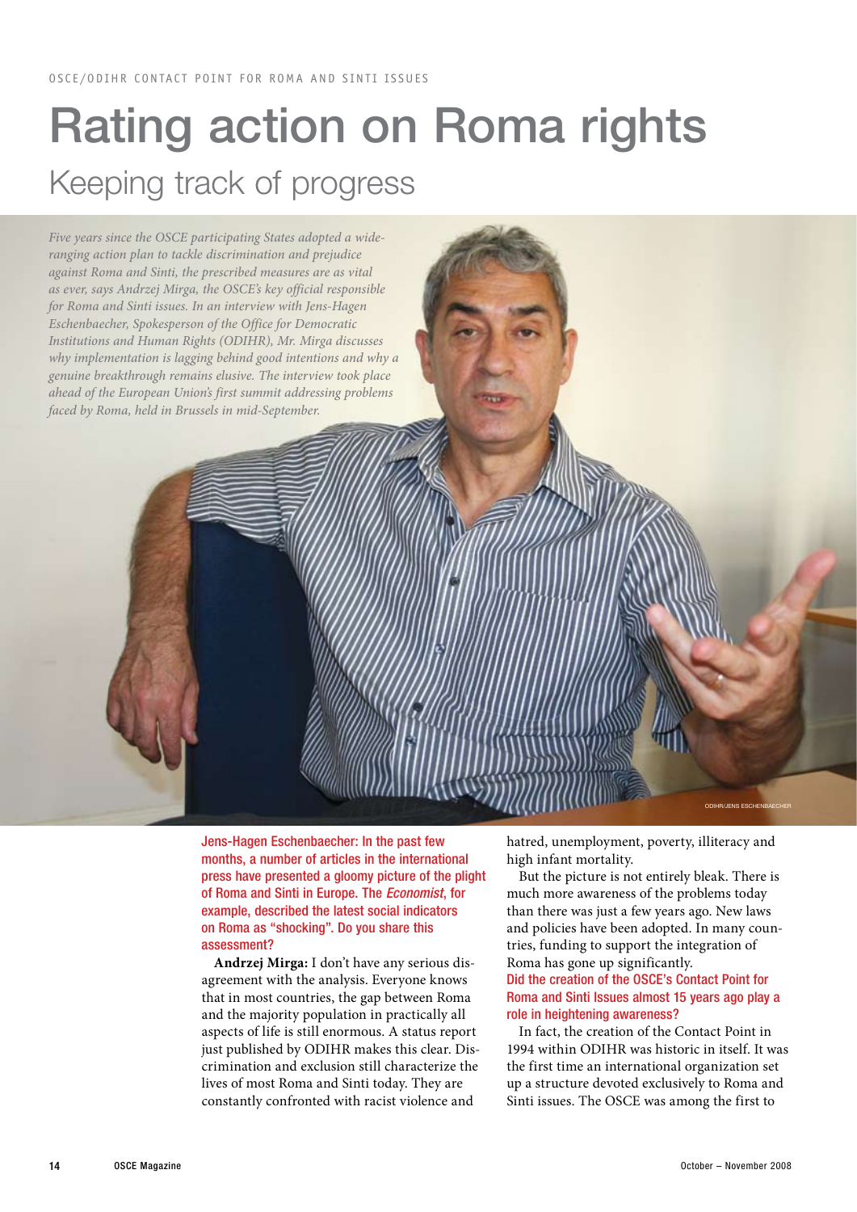OSCE/ODIHR CONTACT POINT FOR ROMA AND SINTI ISSUES

# Rating action on Roma rights

## Keeping track of progress

*Five years since the OSCE participating States adopted a wide-ranging action plan to tackle discrimination and prejudice against Roma and Sinti, the prescribed measures are as vital as ever, says Andrzej Mirga, the OSCE's key official responsible for Roma and Sinti issues. In an interview with Jens-Hagen Eschenbaecher, Spokesperson of the Office for Democratic Institutions and Human Rights (ODIHR), Mr. Mirga discusses why implementation is lagging behind good intentions and why a genuine breakthrough remains elusive. The interview took place ahead of the European Union's first summit addressing problems faced by Roma, held in Brussels in mid-September.*

ODIHR/JENS ESCHENBAECHER

**Jens-Hagen Eschenbaecher: In the past few months, a number of articles in the international press have presented a gloomy picture of the plight of Roma and Sinti in Europe. The *Economist*, for example, described the latest social indicators on Roma as "shocking". Do you share this assessment?**

**Andrzej Mirga:** I don't have any serious disagreement with the analysis. Everyone knows that in most countries, the gap between Roma and the majority population in practically all aspects of life is still enormous. A status report just published by ODIHR makes this clear. Discrimination and exclusion still characterize the lives of most Roma and Sinti today. They are constantly confronted with racist violence and hatred, unemployment, poverty, illiteracy and high infant mortality.

But the picture is not entirely bleak. There is much more awareness of the problems today than there was just a few years ago. New laws and policies have been adopted. In many countries, funding to support the integration of Roma has gone up significantly.

**Did the creation of the OSCE's Contact Point for Roma and Sinti Issues almost 15 years ago play a role in heightening awareness?**

In fact, the creation of the Contact Point in 1994 within ODIHR was historic in itself. It was the first time an international organization set up a structure devoted exclusively to Roma and Sinti issues. The OSCE was among the first to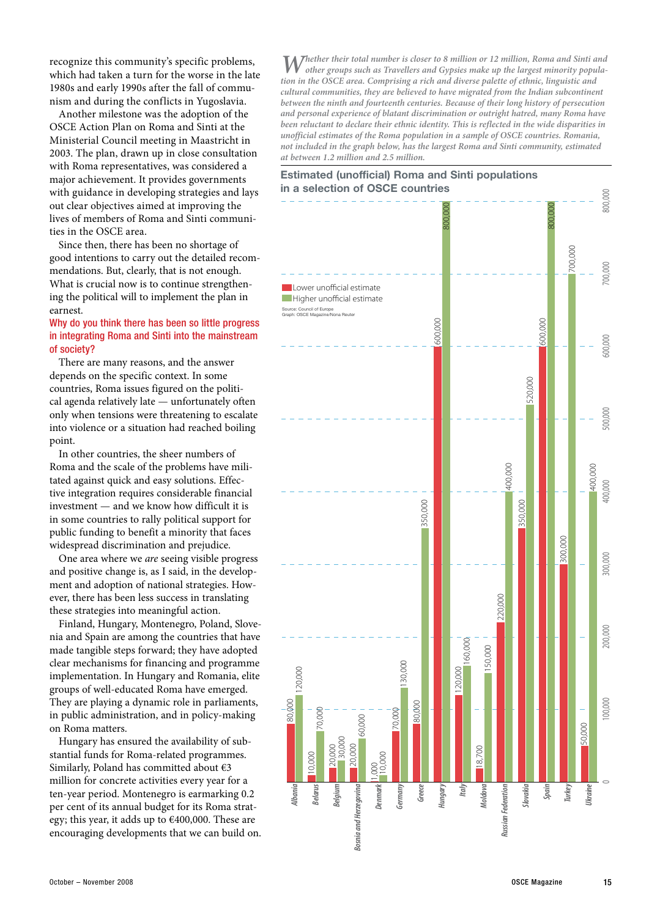recognize this community's specific problems, which had taken a turn for the worse in the late 1980s and early 1990s after the fall of communism and during the conflicts in Yugoslavia.

Another milestone was the adoption of the OSCE Action Plan on Roma and Sinti at the Ministerial Council meeting in Maastricht in 2003. The plan, drawn up in close consultation with Roma representatives, was considered a major achievement. It provides governments with guidance in developing strategies and lays out clear objectives aimed at improving the lives of members of Roma and Sinti communities in the OSCE area.

Since then, there has been no shortage of good intentions to carry out the detailed recommendations. But, clearly, that is not enough. What is crucial now is to continue strengthening the political will to implement the plan in earnest.

**Why do you think there has been so little progress in integrating Roma and Sinti into the mainstream of society?**

There are many reasons, and the answer depends on the specific context. In some countries, Roma issues figured on the political agenda relatively late — unfortunately often only when tensions were threatening to escalate into violence or a situation had reached boiling point.

In other countries, the sheer numbers of Roma and the scale of the problems have militated against quick and easy solutions. Effective integration requires considerable financial investment — and we know how difficult it is in some countries to rally political support for public funding to benefit a minority that faces widespread discrimination and prejudice.

One area where we *are* seeing visible progress and positive change is, as I said, in the development and adoption of national strategies. However, there has been less success in translating these strategies into meaningful action.

Finland, Hungary, Montenegro, Poland, Slovenia and Spain are among the countries that have made tangible steps forward; they have adopted clear mechanisms for financing and programme implementation. In Hungary and Romania, elite groups of well-educated Roma have emerged. They are playing a dynamic role in parliaments, in public administration, and in policy-making on Roma matters.

Hungary has ensured the availability of substantial funds for Roma-related programmes. Similarly, Poland has committed about €3 million for concrete activities every year for a ten-year period. Montenegro is earmarking 0.2 per cent of its annual budget for its Roma strategy; this year, it adds up to €400,000. These are encouraging developments that we can build on.

*Whether their total number is closer to 8 million or 12 million, Roma and Sinti and other groups such as Travellers and Gypsies make up the largest minority population in the OSCE area. Comprising a rich and diverse palette of ethnic, linguistic and cultural communities, they are believed to have migrated from the Indian subcontinent between the ninth and fourteenth centuries. Because of their long history of persecution and personal experience of blatant discrimination or outright hatred, many Roma have been reluctant to declare their ethnic identity. This is reflected in the wide disparities in unofficial estimates of the Roma population in a sample of OSCE countries. Romania, not included in the graph below, has the largest Roma and Sinti community, estimated at between 1.2 million and 2.5 million.*

**Estimated (unofficial) Roma and Sinti populations in a selection of OSCE countries**

| Country | Lower unofficial estimate | Higher unofficial estimate |
| --- | --- | --- |
| Albania | 80,000 | 120,000 |
| Belarus | 10,000 | 70,000 |
| Belgium | 20,000 | 30,000 |
| Bosnia and Herzegovina | 20,000 | 60,000 |
| Denmark | 1,000 | 10,000 |
| Germany | 70,000 | 130,000 |
| Greece | 80,000 | 350,000 |
| Hungary | 600,000 | 800,000 |
| Italy | 120,000 | 160,000 |
| Moldova | 18,700 | 150,000 |
| Russian Federation | 220,000 | 400,000 |
| Slovakia | 350,000 | 520,000 |
| Spain | 600,000 | 800,000 |
| Turkey | 300,000 | 700,000 |
| Ukraine | 50,000 | 400,000 |

Source: Council of Europe
Graph: OSCE Magazine/Nona Reuter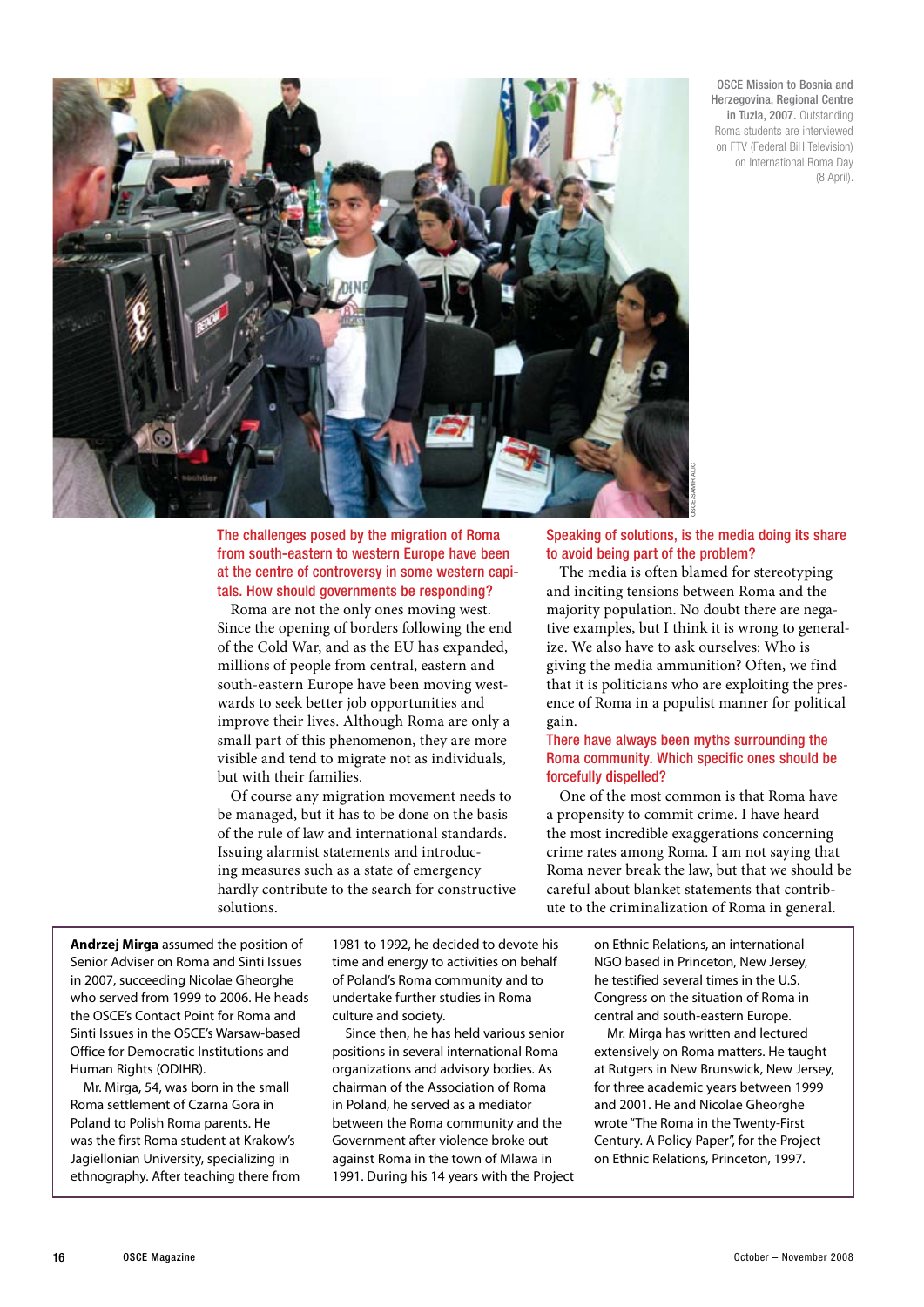OSCE Mission to Bosnia and Herzegovina, Regional Centre in Tuzla, 2007. Outstanding Roma students are interviewed on FTV (Federal BiH Television) on International Roma Day (8 April).

**The challenges posed by the migration of Roma from south-eastern to western Europe have been at the centre of controversy in some western capitals. How should governments be responding?**

Roma are not the only ones moving west. Since the opening of borders following the end of the Cold War, and as the EU has expanded, millions of people from central, eastern and south-eastern Europe have been moving westwards to seek better job opportunities and improve their lives. Although Roma are only a small part of this phenomenon, they are more visible and tend to migrate not as individuals, but with their families.

Of course any migration movement needs to be managed, but it has to be done on the basis of the rule of law and international standards. Issuing alarmist statements and introducing measures such as a state of emergency hardly contribute to the search for constructive solutions.

**Speaking of solutions, is the media doing its share to avoid being part of the problem?**

The media is often blamed for stereotyping and inciting tensions between Roma and the majority population. No doubt there are negative examples, but I think it is wrong to generalize. We also have to ask ourselves: Who is giving the media ammunition? Often, we find that it is politicians who are exploiting the presence of Roma in a populist manner for political gain.

**There have always been myths surrounding the Roma community. Which specific ones should be forcefully dispelled?**

One of the most common is that Roma have a propensity to commit crime. I have heard the most incredible exaggerations concerning crime rates among Roma. I am not saying that Roma never break the law, but that we should be careful about blanket statements that contribute to the criminalization of Roma in general.

**Andrzej Mirga** assumed the position of Senior Adviser on Roma and Sinti Issues in 2007, succeeding Nicolae Gheorghe who served from 1999 to 2006. He heads the OSCE's Contact Point for Roma and Sinti Issues in the OSCE's Warsaw-based Office for Democratic Institutions and Human Rights (ODIHR).

Mr. Mirga, 54, was born in the small Roma settlement of Czarna Gora in Poland to Polish Roma parents. He was the first Roma student at Krakow's Jagiellonian University, specializing in ethnography. After teaching there from 1981 to 1992, he decided to devote his time and energy to activities on behalf of Poland's Roma community and to undertake further studies in Roma culture and society.

Since then, he has held various senior positions in several international Roma organizations and advisory bodies. As chairman of the Association of Roma in Poland, he served as a mediator between the Roma community and the Government after violence broke out against Roma in the town of Mlawa in 1991. During his 14 years with the Project on Ethnic Relations, an international NGO based in Princeton, New Jersey, he testified several times in the U.S. Congress on the situation of Roma in central and south-eastern Europe.

Mr. Mirga has written and lectured extensively on Roma matters. He taught at Rutgers in New Brunswick, New Jersey, for three academic years between 1999 and 2001. He and Nicolae Gheorghe wrote "The Roma in the Twenty-First Century. A Policy Paper", for the Project on Ethnic Relations, Princeton, 1997.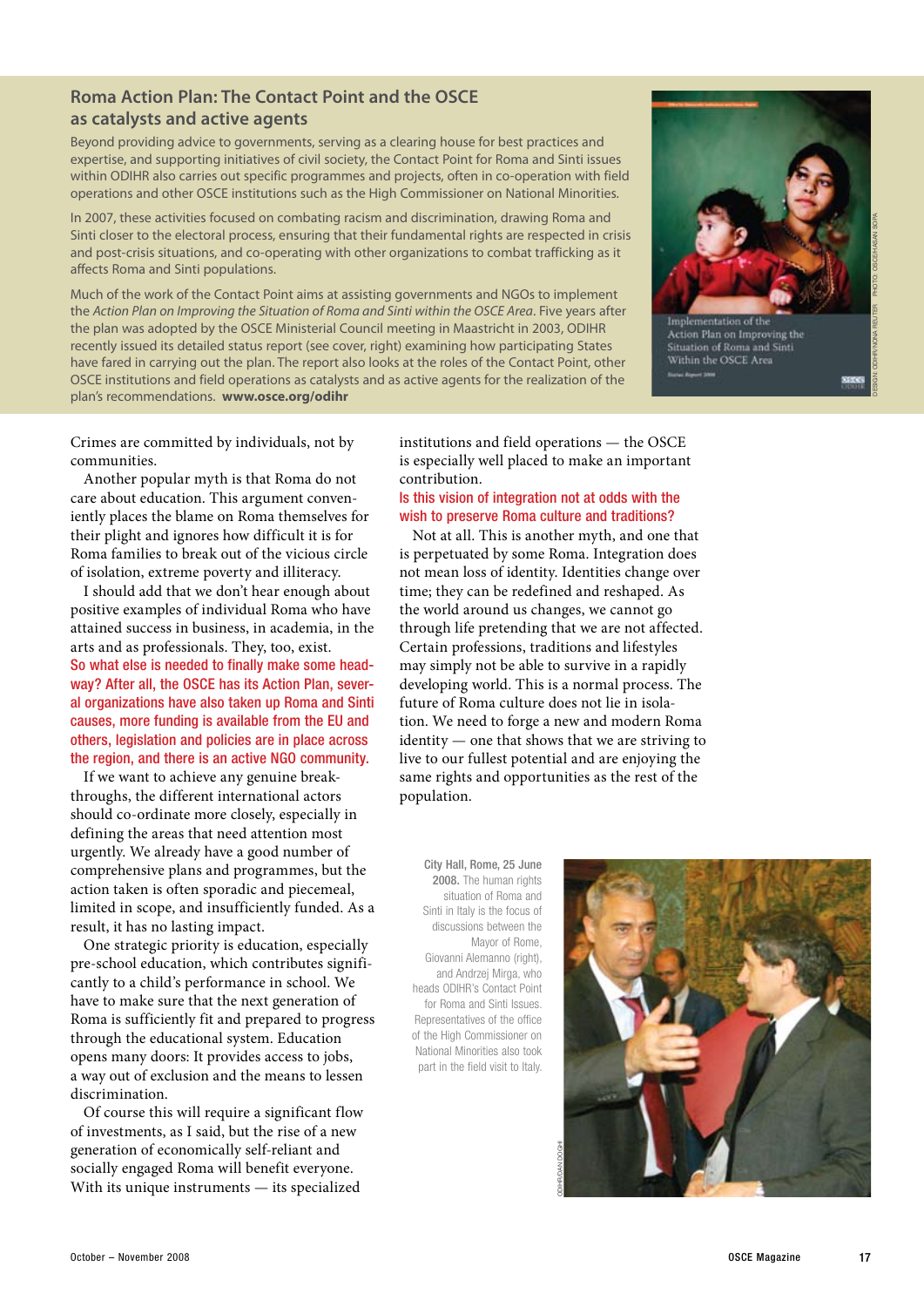## Roma Action Plan: The Contact Point and the OSCE as catalysts and active agents

Beyond providing advice to governments, serving as a clearing house for best practices and expertise, and supporting initiatives of civil society, the Contact Point for Roma and Sinti issues within ODIHR also carries out specific programmes and projects, often in co-operation with field operations and other OSCE institutions such as the High Commissioner on National Minorities.

In 2007, these activities focused on combating racism and discrimination, drawing Roma and Sinti closer to the electoral process, ensuring that their fundamental rights are respected in crisis and post-crisis situations, and co-operating with other organizations to combat trafficking as it affects Roma and Sinti populations.

Much of the work of the Contact Point aims at assisting governments and NGOs to implement the *Action Plan on Improving the Situation of Roma and Sinti within the OSCE Area*. Five years after the plan was adopted by the OSCE Ministerial Council meeting in Maastricht in 2003, ODIHR recently issued its detailed status report (see cover, right) examining how participating States have fared in carrying out the plan. The report also looks at the roles of the Contact Point, other OSCE institutions and field operations as catalysts and as active agents for the realization of the plan's recommendations. **www.osce.org/odihr**

Crimes are committed by individuals, not by communities.

Another popular myth is that Roma do not care about education. This argument conveniently places the blame on Roma themselves for their plight and ignores how difficult it is for Roma families to break out of the vicious circle of isolation, extreme poverty and illiteracy.

I should add that we don't hear enough about positive examples of individual Roma who have attained success in business, in academia, in the arts and as professionals. They, too, exist.

**So what else is needed to finally make some headway? After all, the OSCE has its Action Plan, several organizations have also taken up Roma and Sinti causes, more funding is available from the EU and others, legislation and policies are in place across the region, and there is an active NGO community.**

If we want to achieve any genuine breakthroughs, the different international actors should co-ordinate more closely, especially in defining the areas that need attention most urgently. We already have a good number of comprehensive plans and programmes, but the action taken is often sporadic and piecemeal, limited in scope, and insufficiently funded. As a result, it has no lasting impact.

One strategic priority is education, especially pre-school education, which contributes significantly to a child's performance in school. We have to make sure that the next generation of Roma is sufficiently fit and prepared to progress through the educational system. Education opens many doors: It provides access to jobs, a way out of exclusion and the means to lessen discrimination.

Of course this will require a significant flow of investments, as I said, but the rise of a new generation of economically self-reliant and socially engaged Roma will benefit everyone. With its unique instruments — its specialized institutions and field operations — the OSCE is especially well placed to make an important contribution.

**Is this vision of integration not at odds with the wish to preserve Roma culture and traditions?**

Not at all. This is another myth, and one that is perpetuated by some Roma. Integration does not mean loss of identity. Identities change over time; they can be redefined and reshaped. As the world around us changes, we cannot go through life pretending that we are not affected. Certain professions, traditions and lifestyles may simply not be able to survive in a rapidly developing world. This is a normal process. The future of Roma culture does not lie in isolation. We need to forge a new and modern Roma identity — one that shows that we are striving to live to our fullest potential and are enjoying the same rights and opportunities as the rest of the population.

**City Hall, Rome, 25 June 2008.** The human rights situation of Roma and Sinti in Italy is the focus of discussions between the Mayor of Rome, Giovanni Alemanno (right), and Andrzej Mirga, who heads ODIHR's Contact Point for Roma and Sinti Issues. Representatives of the office of the High Commissioner on National Minorities also took part in the field visit to Italy.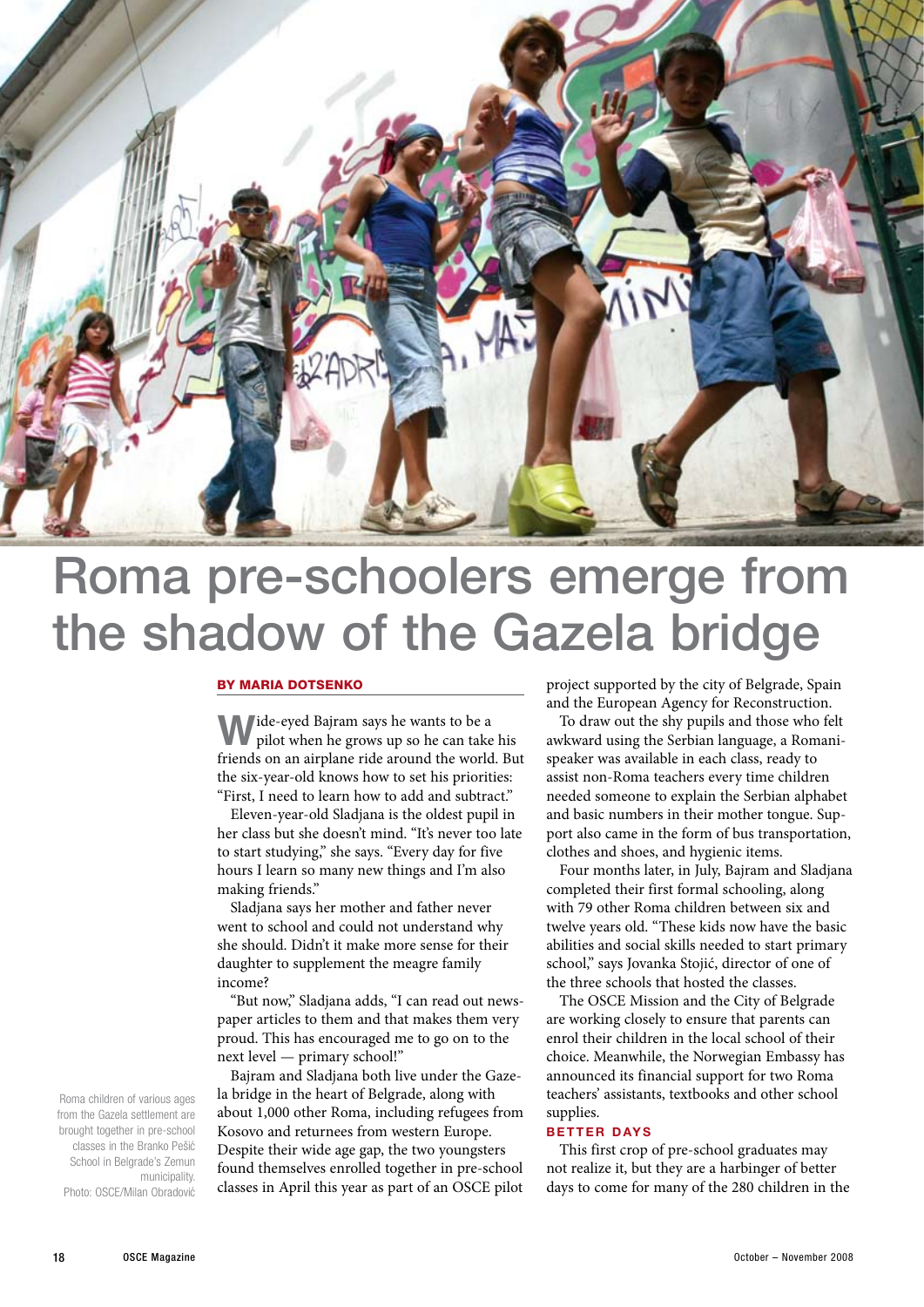# Roma pre-schoolers emerge from the shadow of the Gazela bridge

**BY MARIA DOTSENKO**

Wide-eyed Bajram says he wants to be a pilot when he grows up so he can take his friends on an airplane ride around the world. But the six-year-old knows how to set his priorities: "First, I need to learn how to add and subtract."

Eleven-year-old Sladjana is the oldest pupil in her class but she doesn't mind. "It's never too late to start studying," she says. "Every day for five hours I learn so many new things and I'm also making friends."

Sladjana says her mother and father never went to school and could not understand why she should. Didn't it make more sense for their daughter to supplement the meagre family income?

"But now," Sladjana adds, "I can read out newspaper articles to them and that makes them very proud. This has encouraged me to go on to the next level — primary school!"

Bajram and Sladjana both live under the Gazela bridge in the heart of Belgrade, along with about 1,000 other Roma, including refugees from Kosovo and returnees from western Europe. Despite their wide age gap, the two youngsters found themselves enrolled together in pre-school classes in April this year as part of an OSCE pilot project supported by the city of Belgrade, Spain and the European Agency for Reconstruction.

To draw out the shy pupils and those who felt awkward using the Serbian language, a Romani-speaker was available in each class, ready to assist non-Roma teachers every time children needed someone to explain the Serbian alphabet and basic numbers in their mother tongue. Support also came in the form of bus transportation, clothes and shoes, and hygienic items.

Four months later, in July, Bajram and Sladjana completed their first formal schooling, along with 79 other Roma children between six and twelve years old. "These kids now have the basic abilities and social skills needed to start primary school," says Jovanka Stojić, director of one of the three schools that hosted the classes.

The OSCE Mission and the City of Belgrade are working closely to ensure that parents can enrol their children in the local school of their choice. Meanwhile, the Norwegian Embassy has announced its financial support for two Roma teachers' assistants, textbooks and other school supplies.

Roma children of various ages from the Gazela settlement are brought together in pre-school classes in the Branko Pešić School in Belgrade's Zemun municipality. Photo: OSCE/Milan Obradović

### BETTER DAYS

This first crop of pre-school graduates may not realize it, but they are a harbinger of better days to come for many of the 280 children in the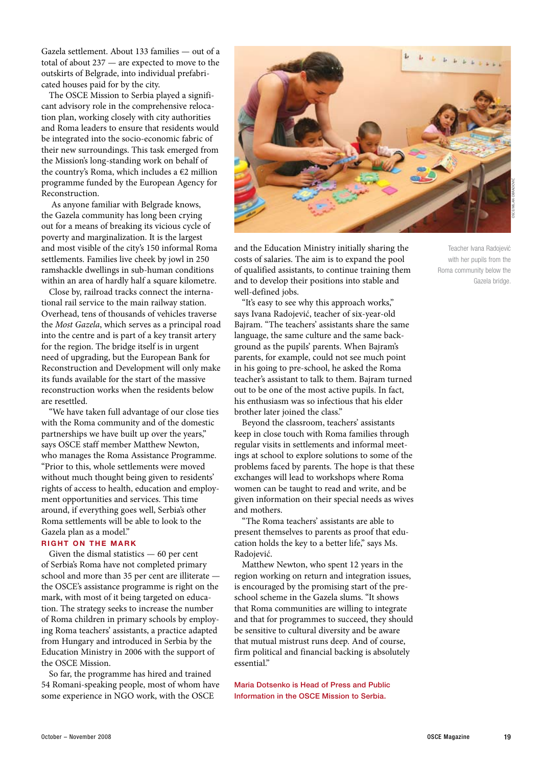Gazela settlement. About 133 families — out of a total of about 237 — are expected to move to the outskirts of Belgrade, into individual prefabricated houses paid for by the city.

The OSCE Mission to Serbia played a significant advisory role in the comprehensive relocation plan, working closely with city authorities and Roma leaders to ensure that residents would be integrated into the socio-economic fabric of their new surroundings. This task emerged from the Mission's long-standing work on behalf of the country's Roma, which includes a €2 million programme funded by the European Agency for Reconstruction.

As anyone familiar with Belgrade knows, the Gazela community has long been crying out for a means of breaking its vicious cycle of poverty and marginalization. It is the largest and most visible of the city's 150 informal Roma settlements. Families live cheek by jowl in 250 ramshackle dwellings in sub-human conditions within an area of hardly half a square kilometre.

Close by, railroad tracks connect the international rail service to the main railway station. Overhead, tens of thousands of vehicles traverse the *Most Gazela*, which serves as a principal road into the centre and is part of a key transit artery for the region. The bridge itself is in urgent need of upgrading, but the European Bank for Reconstruction and Development will only make its funds available for the start of the massive reconstruction works when the residents below are resettled.

"We have taken full advantage of our close ties with the Roma community and of the domestic partnerships we have built up over the years," says OSCE staff member Matthew Newton, who manages the Roma Assistance Programme. "Prior to this, whole settlements were moved without much thought being given to residents' rights of access to health, education and employment opportunities and services. This time around, if everything goes well, Serbia's other Roma settlements will be able to look to the Gazela plan as a model."

### RIGHT ON THE MARK

Given the dismal statistics — 60 per cent of Serbia's Roma have not completed primary school and more than 35 per cent are illiterate — the OSCE's assistance programme is right on the mark, with most of it being targeted on education. The strategy seeks to increase the number of Roma children in primary schools by employing Roma teachers' assistants, a practice adapted from Hungary and introduced in Serbia by the Education Ministry in 2006 with the support of the OSCE Mission.

So far, the programme has hired and trained 54 Romani-speaking people, most of whom have some experience in NGO work, with the OSCE and the Education Ministry initially sharing the costs of salaries. The aim is to expand the pool of qualified assistants, to continue training them and to develop their positions into stable and well-defined jobs.

"It's easy to see why this approach works," says Ivana Radojević, teacher of six-year-old Bajram. "The teachers' assistants share the same language, the same culture and the same background as the pupils' parents. When Bajram's parents, for example, could not see much point in his going to pre-school, he asked the Roma teacher's assistant to talk to them. Bajram turned out to be one of the most active pupils. In fact, his enthusiasm was so infectious that his elder brother later joined the class."

Beyond the classroom, teachers' assistants keep in close touch with Roma families through regular visits in settlements and informal meetings at school to explore solutions to some of the problems faced by parents. The hope is that these exchanges will lead to workshops where Roma women can be taught to read and write, and be given information on their special needs as wives and mothers.

"The Roma teachers' assistants are able to present themselves to parents as proof that education holds the key to a better life," says Ms. Radojević.

Matthew Newton, who spent 12 years in the region working on return and integration issues, is encouraged by the promising start of the pre-school scheme in the Gazela slums. "It shows that Roma communities are willing to integrate and that for programmes to succeed, they should be sensitive to cultural diversity and be aware that mutual mistrust runs deep. And of course, firm political and financial backing is absolutely essential."

*Maria Dotsenko is Head of Press and Public Information in the OSCE Mission to Serbia.*

OSCE/MILAN OBRADOVIC

Teacher Ivana Radojević with her pupils from the Roma community below the Gazela bridge.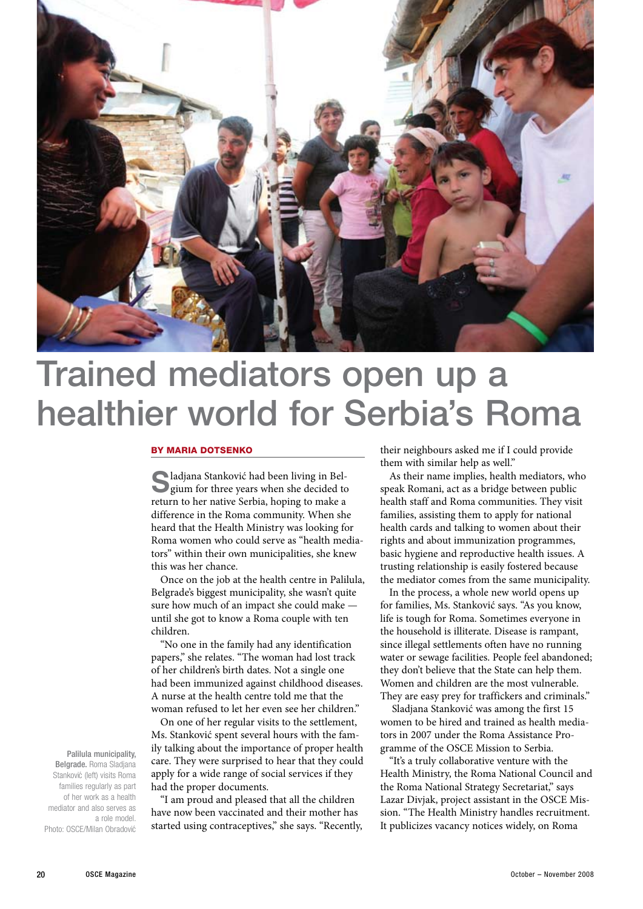# Trained mediators open up a healthier world for Serbia's Roma

**BY MARIA DOTSENKO**

Sladjana Stanković had been living in Belgium for three years when she decided to return to her native Serbia, hoping to make a difference in the Roma community. When she heard that the Health Ministry was looking for Roma women who could serve as "health mediators" within their own municipalities, she knew this was her chance.

Once on the job at the health centre in Palilula, Belgrade's biggest municipality, she wasn't quite sure how much of an impact she could make — until she got to know a Roma couple with ten children.

"No one in the family had any identification papers," she relates. "The woman had lost track of her children's birth dates. Not a single one had been immunized against childhood diseases. A nurse at the health centre told me that the woman refused to let her even see her children."

On one of her regular visits to the settlement, Ms. Stanković spent several hours with the family talking about the importance of proper health care. They were surprised to hear that they could apply for a wide range of social services if they had the proper documents.

"I am proud and pleased that all the children have now been vaccinated and their mother has started using contraceptives," she says. "Recently, their neighbours asked me if I could provide them with similar help as well."

As their name implies, health mediators, who speak Romani, act as a bridge between public health staff and Roma communities. They visit families, assisting them to apply for national health cards and talking to women about their rights and about immunization programmes, basic hygiene and reproductive health issues. A trusting relationship is easily fostered because the mediator comes from the same municipality.

In the process, a whole new world opens up for families, Ms. Stanković says. "As you know, life is tough for Roma. Sometimes everyone in the household is illiterate. Disease is rampant, since illegal settlements often have no running water or sewage facilities. People feel abandoned; they don't believe that the State can help them. Women and children are the most vulnerable. They are easy prey for traffickers and criminals."

Sladjana Stanković was among the first 15 women to be hired and trained as health mediators in 2007 under the Roma Assistance Programme of the OSCE Mission to Serbia.

"It's a truly collaborative venture with the Health Ministry, the Roma National Council and the Roma National Strategy Secretariat," says Lazar Divjak, project assistant in the OSCE Mission. "The Health Ministry handles recruitment. It publicizes vacancy notices widely, on Roma

**Palilula municipality, Belgrade.** Roma Sladjana Stanković (left) visits Roma families regularly as part of her work as a health mediator and also serves as a role model. Photo: OSCE/Milan Obradović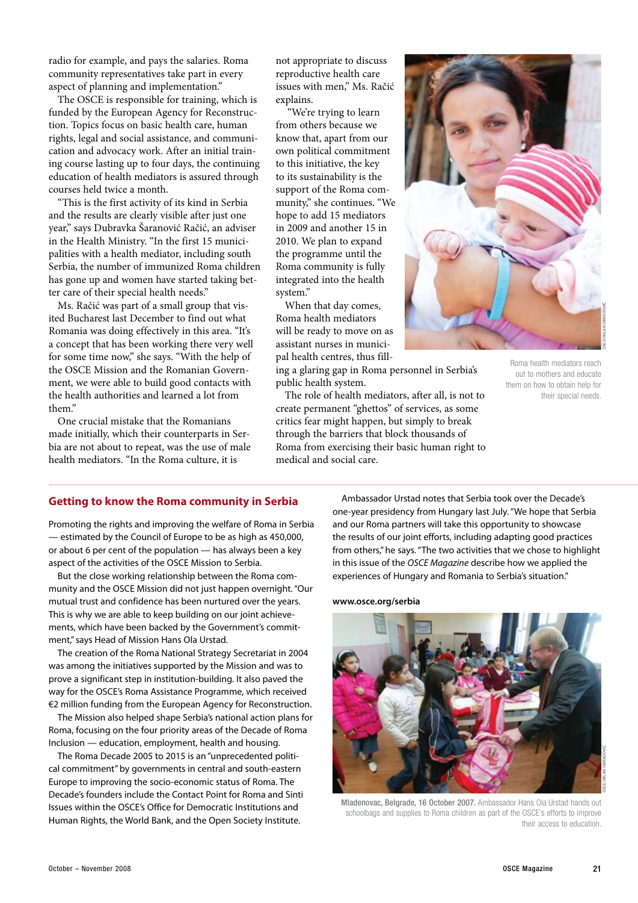radio for example, and pays the salaries. Roma community representatives take part in every aspect of planning and implementation."

The OSCE is responsible for training, which is funded by the European Agency for Reconstruction. Topics focus on basic health care, human rights, legal and social assistance, and communication and advocacy work. After an initial training course lasting up to four days, the continuing education of health mediators is assured through courses held twice a month.

"This is the first activity of its kind in Serbia and the results are clearly visible after just one year," says Dubravka Šaranović Račić, an adviser in the Health Ministry. "In the first 15 municipalities with a health mediator, including south Serbia, the number of immunized Roma children has gone up and women have started taking better care of their special health needs."

Ms. Račić was part of a small group that visited Bucharest last December to find out what Romania was doing effectively in this area. "It's a concept that has been working there very well for some time now," she says. "With the help of the OSCE Mission and the Romanian Government, we were able to build good contacts with the health authorities and learned a lot from them."

One crucial mistake that the Romanians made initially, which their counterparts in Serbia are not about to repeat, was the use of male health mediators. "In the Roma culture, it is not appropriate to discuss reproductive health care issues with men," Ms. Račić explains.

"We're trying to learn from others because we know that, apart from our own political commitment to this initiative, the key to its sustainability is the support of the Roma community," she continues. "We hope to add 15 mediators in 2009 and another 15 in 2010. We plan to expand the programme until the Roma community is fully integrated into the health system."

When that day comes, Roma health mediators will be ready to move on as assistant nurses in municipal health centres, thus filling a glaring gap in Roma personnel in Serbia's public health system.

The role of health mediators, after all, is not to create permanent "ghettos" of services, as some critics fear might happen, but simply to break through the barriers that block thousands of Roma from exercising their basic human right to medical and social care.

Roma health mediators reach out to mothers and educate them on how to obtain help for their special needs.

## Getting to know the Roma community in Serbia

Promoting the rights and improving the welfare of Roma in Serbia — estimated by the Council of Europe to be as high as 450,000, or about 6 per cent of the population — has always been a key aspect of the activities of the OSCE Mission to Serbia.

But the close working relationship between the Roma community and the OSCE Mission did not just happen overnight. "Our mutual trust and confidence has been nurtured over the years. This is why we are able to keep building on our joint achievements, which have been backed by the Government's commitment," says Head of Mission Hans Ola Urstad.

The creation of the Roma National Strategy Secretariat in 2004 was among the initiatives supported by the Mission and was to prove a significant step in institution-building. It also paved the way for the OSCE's Roma Assistance Programme, which received €2 million funding from the European Agency for Reconstruction.

The Mission also helped shape Serbia's national action plans for Roma, focusing on the four priority areas of the Decade of Roma Inclusion — education, employment, health and housing.

The Roma Decade 2005 to 2015 is an "unprecedented political commitment" by governments in central and south-eastern Europe to improving the socio-economic status of Roma. The Decade's founders include the Contact Point for Roma and Sinti Issues within the OSCE's Office for Democratic Institutions and Human Rights, the World Bank, and the Open Society Institute.

Ambassador Urstad notes that Serbia took over the Decade's one-year presidency from Hungary last July. "We hope that Serbia and our Roma partners will take this opportunity to showcase the results of our joint efforts, including adapting good practices from others," he says. "The two activities that we chose to highlight in this issue of the *OSCE Magazine* describe how we applied the experiences of Hungary and Romania to Serbia's situation."

**www.osce.org/serbia**

**Mladenovac, Belgrade, 16 October 2007.** Ambassador Hans Ola Urstad hands out schoolbags and supplies to Roma children as part of the OSCE's efforts to improve their access to education.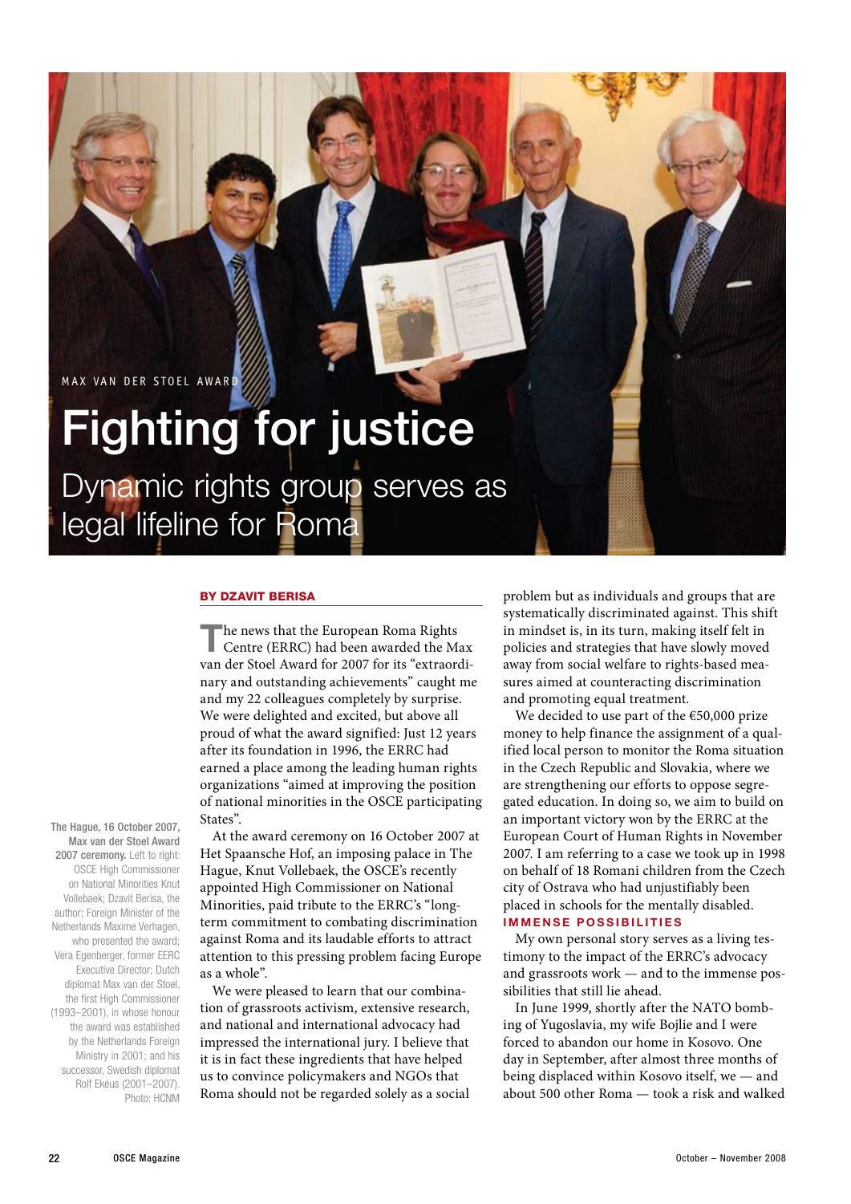MAX VAN DER STOEL AWARD

# Fighting for justice

## Dynamic rights group serves as legal lifeline for Roma

The Hague, 16 October 2007, **Max van der Stoel Award 2007 ceremony.** Left to right: OSCE High Commissioner on National Minorities Knut Vollebaek; Dzavit Berisa, the author; Foreign Minister of the Netherlands Maxime Verhagen, who presented the award; Vera Egenberger, former EERC Executive Director; Dutch diplomat Max van der Stoel, the first High Commissioner (1993–2001), in whose honour the award was established by the Netherlands Foreign Ministry in 2001; and his successor, Swedish diplomat Rolf Ekéus (2001–2007). Photo: HCNM

**BY DZAVIT BERISA**

The news that the European Roma Rights Centre (ERRC) had been awarded the Max van der Stoel Award for 2007 for its "extraordinary and outstanding achievements" caught me and my 22 colleagues completely by surprise. We were delighted and excited, but above all proud of what the award signified: Just 12 years after its foundation in 1996, the ERRC had earned a place among the leading human rights organizations "aimed at improving the position of national minorities in the OSCE participating States".

At the award ceremony on 16 October 2007 at Het Spaansche Hof, an imposing palace in The Hague, Knut Vollebaek, the OSCE's recently appointed High Commissioner on National Minorities, paid tribute to the ERRC's "long-term commitment to combating discrimination against Roma and its laudable efforts to attract attention to this pressing problem facing Europe as a whole".

We were pleased to learn that our combination of grassroots activism, extensive research, and national and international advocacy had impressed the international jury. I believe that it is in fact these ingredients that have helped us to convince policymakers and NGOs that Roma should not be regarded solely as a social problem but as individuals and groups that are systematically discriminated against. This shift in mindset is, in its turn, making itself felt in policies and strategies that have slowly moved away from social welfare to rights-based measures aimed at counteracting discrimination and promoting equal treatment.

We decided to use part of the €50,000 prize money to help finance the assignment of a qualified local person to monitor the Roma situation in the Czech Republic and Slovakia, where we are strengthening our efforts to oppose segregated education. In doing so, we aim to build on an important victory won by the ERRC at the European Court of Human Rights in November 2007. I am referring to a case we took up in 1998 on behalf of 18 Romani children from the Czech city of Ostrava who had unjustifiably been placed in schools for the mentally disabled.

### IMMENSE POSSIBILITIES

My own personal story serves as a living testimony to the impact of the ERRC's advocacy and grassroots work — and to the immense possibilities that still lie ahead.

In June 1999, shortly after the NATO bombing of Yugoslavia, my wife Bojlie and I were forced to abandon our home in Kosovo. One day in September, after almost three months of being displaced within Kosovo itself, we — and about 500 other Roma — took a risk and walked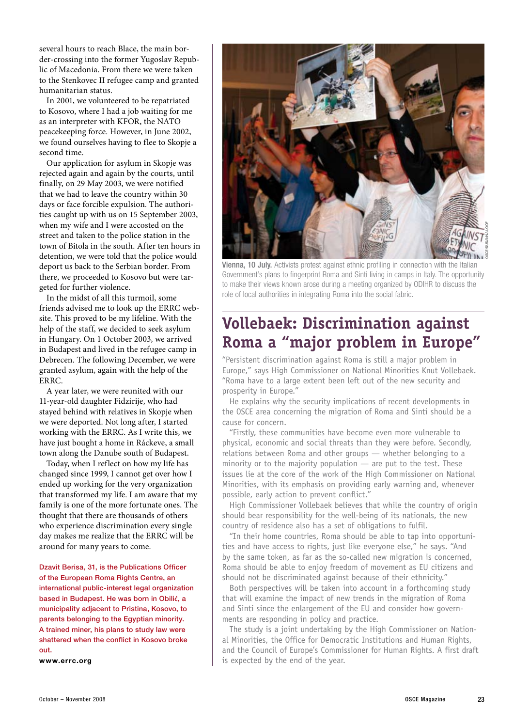several hours to reach Blace, the main border-crossing into the former Yugoslav Republic of Macedonia. From there we were taken to the Stenkovec II refugee camp and granted humanitarian status.

In 2001, we volunteered to be repatriated to Kosovo, where I had a job waiting for me as an interpreter with KFOR, the NATO peacekeeping force. However, in June 2002, we found ourselves having to flee to Skopje a second time.

Our application for asylum in Skopje was rejected again and again by the courts, until finally, on 29 May 2003, we were notified that we had to leave the country within 30 days or face forcible expulsion. The authorities caught up with us on 15 September 2003, when my wife and I were accosted on the street and taken to the police station in the town of Bitola in the south. After ten hours in detention, we were told that the police would deport us back to the Serbian border. From there, we proceeded to Kosovo but were targeted for further violence.

In the midst of all this turmoil, some friends advised me to look up the ERRC website. This proved to be my lifeline. With the help of the staff, we decided to seek asylum in Hungary. On 1 October 2003, we arrived in Budapest and lived in the refugee camp in Debrecen. The following December, we were granted asylum, again with the help of the ERRC.

A year later, we were reunited with our 11-year-old daughter Fidzirije, who had stayed behind with relatives in Skopje when we were deported. Not long after, I started working with the ERRC. As I write this, we have just bought a home in Ráckeve, a small town along the Danube south of Budapest.

Today, when I reflect on how my life has changed since 1999, I cannot get over how I ended up working for the very organization that transformed my life. I am aware that my family is one of the more fortunate ones. The thought that there are thousands of others who experience discrimination every single day makes me realize that the ERRC will be around for many years to come.

**Dzavit Berisa, 31, is the Publications Officer of the European Roma Rights Centre, an international public-interest legal organization based in Budapest. He was born in Obilić, a municipality adjacent to Pristina, Kosovo, to parents belonging to the Egyptian minority. A trained miner, his plans to study law were shattered when the conflict in Kosovo broke out.**

**www.errc.org**

**Vienna, 10 July.** Activists protest against ethnic profiling in connection with the Italian Government's plans to fingerprint Roma and Sinti living in camps in Italy. The opportunity to make their views known arose during a meeting organized by ODIHR to discuss the role of local authorities in integrating Roma into the social fabric.

## Vollebaek: Discrimination against Roma a "major problem in Europe"

"Persistent discrimination against Roma is still a major problem in Europe," says High Commissioner on National Minorities Knut Vollebaek. "Roma have to a large extent been left out of the new security and prosperity in Europe."

He explains why the security implications of recent developments in the OSCE area concerning the migration of Roma and Sinti should be a cause for concern.

"Firstly, these communities have become even more vulnerable to physical, economic and social threats than they were before. Secondly, relations between Roma and other groups — whether belonging to a minority or to the majority population — are put to the test. These issues lie at the core of the work of the High Commissioner on National Minorities, with its emphasis on providing early warning and, whenever possible, early action to prevent conflict."

High Commissioner Vollebaek believes that while the country of origin should bear responsibility for the well-being of its nationals, the new country of residence also has a set of obligations to fulfil.

"In their home countries, Roma should be able to tap into opportunities and have access to rights, just like everyone else," he says. "And by the same token, as far as the so-called new migration is concerned, Roma should be able to enjoy freedom of movement as EU citizens and should not be discriminated against because of their ethnicity."

Both perspectives will be taken into account in a forthcoming study that will examine the impact of new trends in the migration of Roma and Sinti since the enlargement of the EU and consider how governments are responding in policy and practice.

The study is a joint undertaking by the High Commissioner on National Minorities, the Office for Democratic Institutions and Human Rights, and the Council of Europe's Commissioner for Human Rights. A first draft is expected by the end of the year.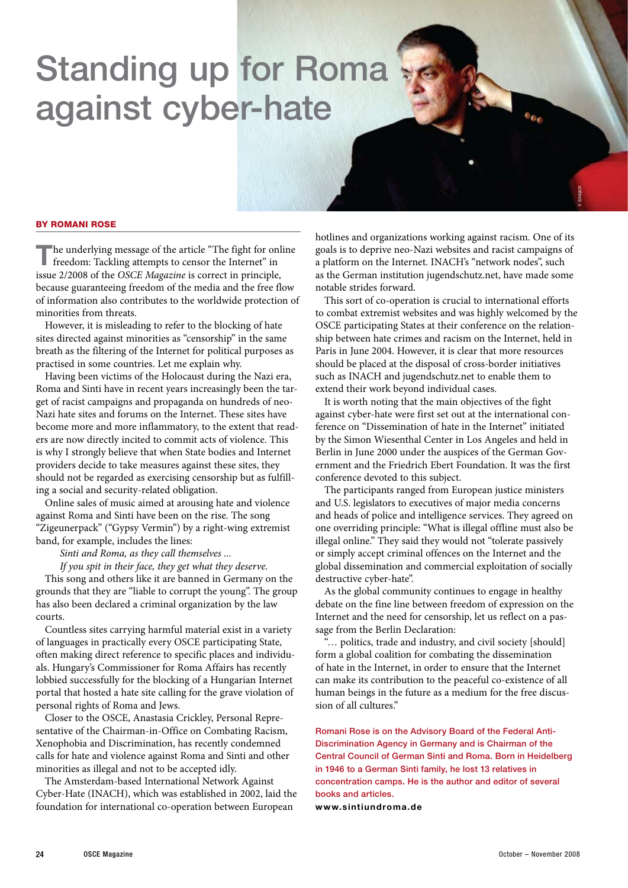# Standing up for Roma against cyber-hate

**BY ROMANI ROSE**

The underlying message of the article "The fight for online freedom: Tackling attempts to censor the Internet" in issue 2/2008 of the *OSCE Magazine* is correct in principle, because guaranteeing freedom of the media and the free flow of information also contributes to the worldwide protection of minorities from threats.

However, it is misleading to refer to the blocking of hate sites directed against minorities as "censorship" in the same breath as the filtering of the Internet for political purposes as practised in some countries. Let me explain why.

Having been victims of the Holocaust during the Nazi era, Roma and Sinti have in recent years increasingly been the target of racist campaigns and propaganda on hundreds of neo-Nazi hate sites and forums on the Internet. These sites have become more and more inflammatory, to the extent that readers are now directly incited to commit acts of violence. This is why I strongly believe that when State bodies and Internet providers decide to take measures against these sites, they should not be regarded as exercising censorship but as fulfilling a social and security-related obligation.

Online sales of music aimed at arousing hate and violence against Roma and Sinti have been on the rise. The song "Zigeunerpack" ("Gypsy Vermin") by a right-wing extremist band, for example, includes the lines:

*Sinti and Roma, as they call themselves ...*
*If you spit in their face, they get what they deserve.*

This song and others like it are banned in Germany on the grounds that they are "liable to corrupt the young". The group has also been declared a criminal organization by the law courts.

Countless sites carrying harmful material exist in a variety of languages in practically every OSCE participating State, often making direct reference to specific places and individuals. Hungary's Commissioner for Roma Affairs has recently lobbied successfully for the blocking of a Hungarian Internet portal that hosted a hate site calling for the grave violation of personal rights of Roma and Jews.

Closer to the OSCE, Anastasia Crickley, Personal Representative of the Chairman-in-Office on Combating Racism, Xenophobia and Discrimination, has recently condemned calls for hate and violence against Roma and Sinti and other minorities as illegal and not to be accepted idly.

The Amsterdam-based International Network Against Cyber-Hate (INACH), which was established in 2002, laid the foundation for international co-operation between European hotlines and organizations working against racism. One of its goals is to deprive neo-Nazi websites and racist campaigns of a platform on the Internet. INACH's "network nodes", such as the German institution jugendschutz.net, have made some notable strides forward.

This sort of co-operation is crucial to international efforts to combat extremist websites and was highly welcomed by the OSCE participating States at their conference on the relationship between hate crimes and racism on the Internet, held in Paris in June 2004. However, it is clear that more resources should be placed at the disposal of cross-border initiatives such as INACH and jugendschutz.net to enable them to extend their work beyond individual cases.

It is worth noting that the main objectives of the fight against cyber-hate were first set out at the international conference on "Dissemination of hate in the Internet" initiated by the Simon Wiesenthal Center in Los Angeles and held in Berlin in June 2000 under the auspices of the German Government and the Friedrich Ebert Foundation. It was the first conference devoted to this subject.

The participants ranged from European justice ministers and U.S. legislators to executives of major media concerns and heads of police and intelligence services. They agreed on one overriding principle: "What is illegal offline must also be illegal online." They said they would not "tolerate passively or simply accept criminal offences on the Internet and the global dissemination and commercial exploitation of socially destructive cyber-hate".

As the global community continues to engage in healthy debate on the fine line between freedom of expression on the Internet and the need for censorship, let us reflect on a passage from the Berlin Declaration:

"... politics, trade and industry, and civil society [should] form a global coalition for combating the dissemination of hate in the Internet, in order to ensure that the Internet can make its contribution to the peaceful co-existence of all human beings in the future as a medium for the free discussion of all cultures."

Romani Rose is on the Advisory Board of the Federal Anti-Discrimination Agency in Germany and is Chairman of the Central Council of German Sinti and Roma. Born in Heidelberg in 1946 to a German Sinti family, he lost 13 relatives in concentration camps. He is the author and editor of several books and articles.

**www.sintiundroma.de**